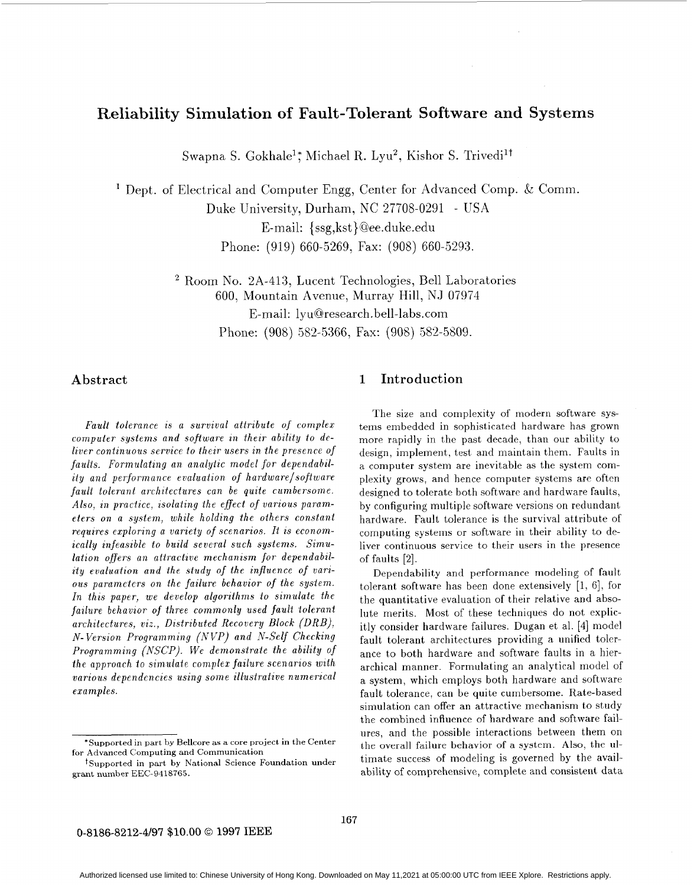# Reliability Simulation of Fault-Tolerant Software and Systems

Swapna S. Gokhale[1]*, Michael R. Lyu[2], Kishor S. Trivedi[1]†

[1] Dept. of Electrical and Computer Engg, Center for Advanced Comp. & Comm.
Duke University, Durham, NC 27708-0291 - USA
E-mail: {ssg,kst}@ee.duke.edu
Phone: (919) 660-5269, Fax: (908) 660-5293.

[2] Room No. 2A-413, Lucent Technologies, Bell Laboratories
600, Mountain Avenue, Murray Hill, NJ 07974
E-mail: lyu@research.bell-labs.com
Phone: (908) 582-5366, Fax: (908) 582-5809.

## Abstract

*Fault tolerance is a survival attribute of complex computer systems and software in their ability to deliver continuous service to their users in the presence of faults. Formulating an analytic model for dependability and performance evaluation of hardware/software fault tolerant architectures can be quite cumbersome. Also, in practice, isolating the effect of various parameters on a system, while holding the others constant requires exploring a variety of scenarios. It is economically infeasible to build several such systems. Simulation offers an attractive mechanism for dependability evaluation and the study of the influence of various parameters on the failure behavior of the system. In this paper, we develop algorithms to simulate the failure behavior of three commonly used fault tolerant architectures, viz., Distributed Recovery Block (DRB), N-Version Programming (NVP) and N-Self Checking Programming (NSCP). We demonstrate the ability of the approach to simulate complex failure scenarios with various dependencies using some illustrative numerical examples.*

*Supported in part by Bellcore as a core project in the Center for Advanced Computing and Communication

†Supported in part by National Science Foundation under grant number EEC-9418765.

## 1 Introduction

The size and complexity of modern software systems embedded in sophisticated hardware has grown more rapidly in the past decade, than our ability to design, implement, test and maintain them. Faults in a computer system are inevitable as the system complexity grows, and hence computer systems are often designed to tolerate both software and hardware faults, by configuring multiple software versions on redundant hardware. Fault tolerance is the survival attribute of computing systems or software in their ability to deliver continuous service to their users in the presence of faults [2].

Dependability and performance modeling of fault tolerant software has been done extensively [1, 6], for the quantitative evaluation of their relative and absolute merits. Most of these techniques do not explicitly consider hardware failures. Dugan et al. [4] model fault tolerant architectures providing a unified tolerance to both hardware and software faults in a hierarchical manner. Formulating an analytical model of a system, which employs both hardware and software fault tolerance, can be quite cumbersome. Rate-based simulation can offer an attractive mechanism to study the combined influence of hardware and software failures, and the possible interactions between them on the overall failure behavior of a system. Also, the ultimate success of modeling is governed by the availability of comprehensive, complete and consistent data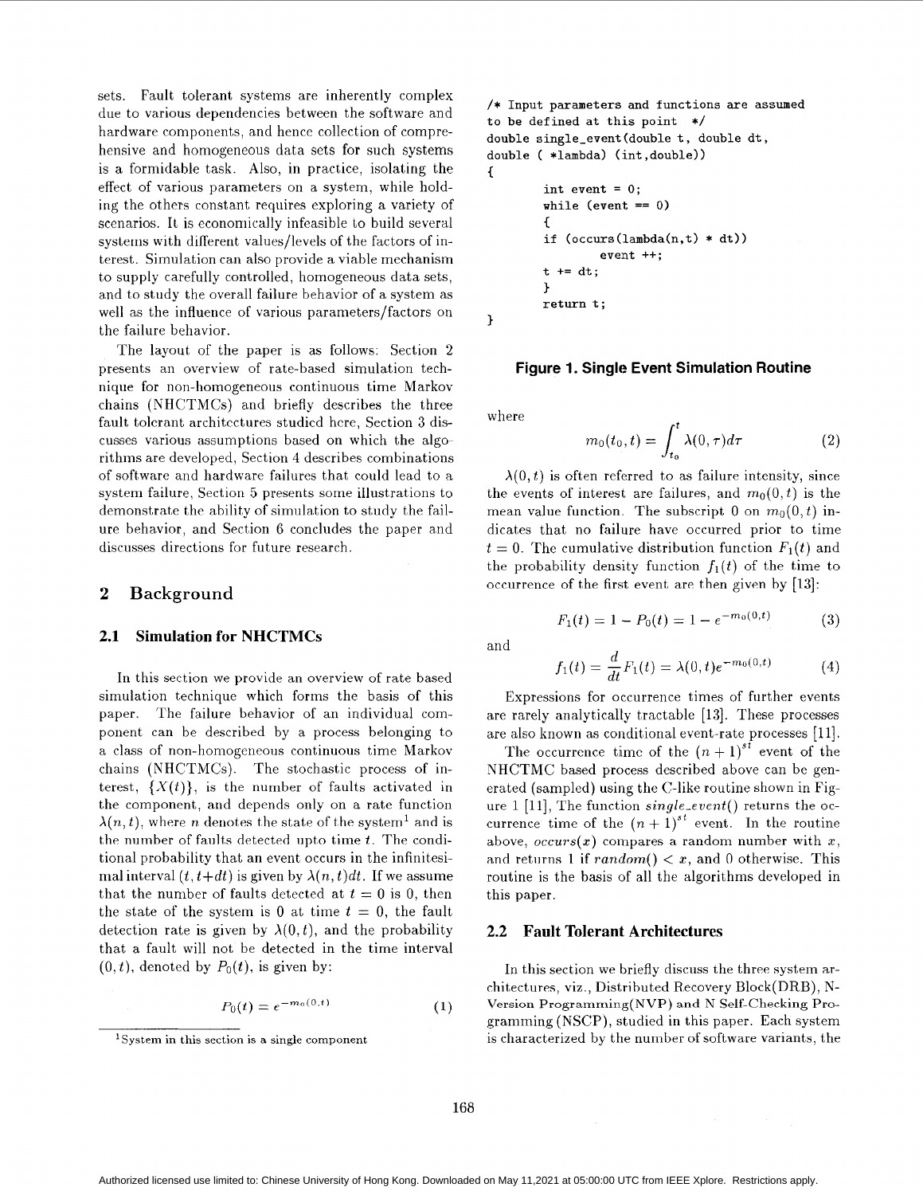sets. Fault tolerant systems are inherently complex due to various dependencies between the software and hardware components, and hence collection of comprehensive and homogeneous data sets for such systems is a formidable task. Also, in practice, isolating the effect of various parameters on a system, while holding the others constant requires exploring a variety of scenarios. It is economically infeasible to build several systems with different values/levels of the factors of interest. Simulation can also provide a viable mechanism to supply carefully controlled, homogeneous data sets, and to study the overall failure behavior of a system as well as the influence of various parameters/factors on the failure behavior.

The layout of the paper is as follows: Section 2 presents an overview of rate-based simulation technique for non-homogeneous continuous time Markov chains (NHCTMCs) and briefly describes the three fault tolerant architectures studied here, Section 3 discusses various assumptions based on which the algorithms are developed, Section 4 describes combinations of software and hardware failures that could lead to a system failure, Section 5 presents some illustrations to demonstrate the ability of simulation to study the failure behavior, and Section 6 concludes the paper and discusses directions for future research.

## 2 Background

### 2.1 Simulation for NHCTMCs

In this section we provide an overview of rate based simulation technique which forms the basis of this paper. The failure behavior of an individual component can be described by a process belonging to a class of non-homogeneous continuous time Markov chains (NHCTMCs). The stochastic process of interest, $\{X(t)\}$, is the number of faults activated in the component, and depends only on a rate function $\lambda(n,t)$, where $n$ denotes the state of the system[1] and is the number of faults detected upto time $t$. The conditional probability that an event occurs in the infinitesimal interval $(t, t+dt)$ is given by $\lambda(n,t)dt$. If we assume that the number of faults detected at $t = 0$ is 0, then the state of the system is 0 at time $t = 0$, the fault detection rate is given by $\lambda(0,t)$, and the probability that a fault will not be detected in the time interval $(0,t)$, denoted by $P_0(t)$, is given by:

$$P_0(t) = e^{-m_0(0,t)} \tag{1}$$

[1] System in this section is a single component

```
/* Input parameters and functions are assumed
to be defined at this point */
double single_event(double t, double dt,
double ( *lambda) (int,double))
{
        int event = 0;
        while (event == 0)
        {
        if (occurs(lambda(n,t) * dt))
              event ++;
        t += dt;
        }
        return t;
}
```

**Figure 1. Single Event Simulation Routine**

where

$$m_0(t_0,t) = \int_{t_0}^{t} \lambda(0,\tau)d\tau \tag{2}$$

$\lambda(0,t)$ is often referred to as failure intensity, since the events of interest are failures, and $m_0(0,t)$ is the mean value function. The subscript 0 on $m_0(0,t)$ indicates that no failure have occurred prior to time $t = 0$. The cumulative distribution function $F_1(t)$ and the probability density function $f_1(t)$ of the time to occurrence of the first event are then given by [13]:

$$F_1(t) = 1 - P_0(t) = 1 - e^{-m_0(0,t)} \tag{3}$$

and

$$f_1(t) = \frac{d}{dt}F_1(t) = \lambda(0,t)e^{-m_0(0,t)} \tag{4}$$

Expressions for occurrence times of further events are rarely analytically tractable [13]. These processes are also known as conditional event-rate processes [11].

The occurrence time of the $(n+1)^{st}$ event of the NHCTMC based process described above can be generated (sampled) using the C-like routine shown in Figure 1 [11], The function *single_event*() returns the occurrence time of the $(n+1)^{st}$ event. In the routine above, *occurs*($x$) compares a random number with $x$, and returns 1 if *random*() $< x$, and 0 otherwise. This routine is the basis of all the algorithms developed in this paper.

### 2.2 Fault Tolerant Architectures

In this section we briefly discuss the three system architectures, viz., Distributed Recovery Block(DRB), N-Version Programming(NVP) and N Self-Checking Programming (NSCP), studied in this paper. Each system is characterized by the number of software variants, the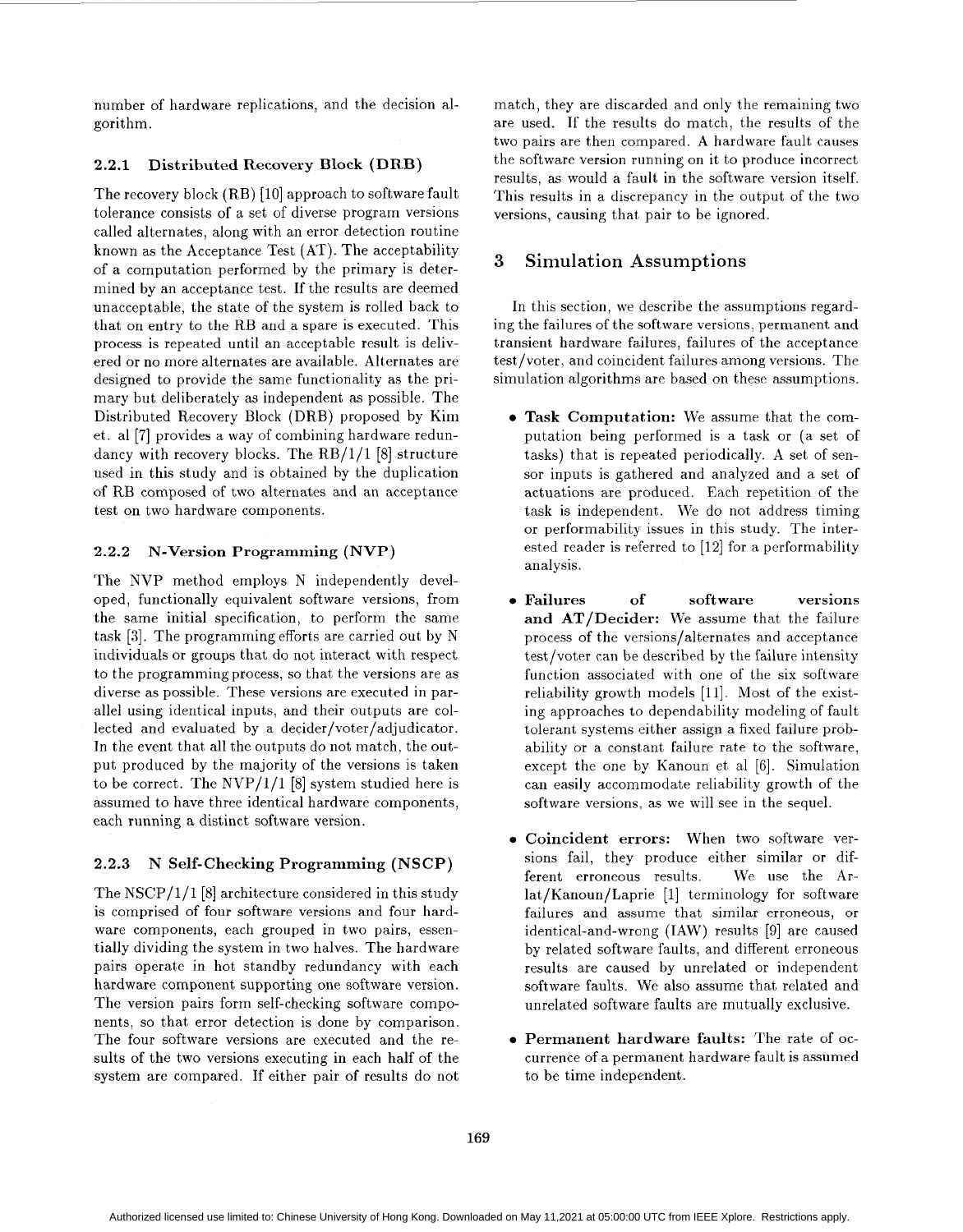number of hardware replications, and the decision algorithm.

### 2.2.1 Distributed Recovery Block (DRB)

The recovery block (RB) [10] approach to software fault tolerance consists of a set of diverse program versions called alternates, along with an error detection routine known as the Acceptance Test (AT). The acceptability of a computation performed by the primary is determined by an acceptance test. If the results are deemed unacceptable, the state of the system is rolled back to that on entry to the RB and a spare is executed. This process is repeated until an acceptable result is delivered or no more alternates are available. Alternates are designed to provide the same functionality as the primary but deliberately as independent as possible. The Distributed Recovery Block (DRB) proposed by Kim et. al [7] provides a way of combining hardware redundancy with recovery blocks. The RB/1/1 [8] structure used in this study and is obtained by the duplication of RB composed of two alternates and an acceptance test on two hardware components.

### 2.2.2 N-Version Programming (NVP)

The NVP method employs N independently developed, functionally equivalent software versions, from the same initial specification, to perform the same task [3]. The programming efforts are carried out by N individuals or groups that do not interact with respect to the programming process, so that the versions are as diverse as possible. These versions are executed in parallel using identical inputs, and their outputs are collected and evaluated by a decider/voter/adjudicator. In the event that all the outputs do not match, the output produced by the majority of the versions is taken to be correct. The NVP/1/1 [8] system studied here is assumed to have three identical hardware components, each running a distinct software version.

### 2.2.3 N Self-Checking Programming (NSCP)

The NSCP/1/1 [8] architecture considered in this study is comprised of four software versions and four hardware components, each grouped in two pairs, essentially dividing the system in two halves. The hardware pairs operate in hot standby redundancy with each hardware component supporting one software version. The version pairs form self-checking software components, so that error detection is done by comparison. The four software versions are executed and the results of the two versions executing in each half of the system are compared. If either pair of results do not match, they are discarded and only the remaining two are used. If the results do match, the results of the two pairs are then compared. A hardware fault causes the software version running on it to produce incorrect results, as would a fault in the software version itself. This results in a discrepancy in the output of the two versions, causing that pair to be ignored.

## 3 Simulation Assumptions

In this section, we describe the assumptions regarding the failures of the software versions, permanent and transient hardware failures, failures of the acceptance test/voter, and coincident failures among versions. The simulation algorithms are based on these assumptions.

- **Task Computation:** We assume that the computation being performed is a task or (a set of tasks) that is repeated periodically. A set of sensor inputs is gathered and analyzed and a set of actuations are produced. Each repetition of the task is independent. We do not address timing or performability issues in this study. The interested reader is referred to [12] for a performability analysis.
- **Failures of software versions and AT/Decider:** We assume that the failure process of the versions/alternates and acceptance test/voter can be described by the failure intensity function associated with one of the six software reliability growth models [11]. Most of the existing approaches to dependability modeling of fault tolerant systems either assign a fixed failure probability or a constant failure rate to the software, except the one by Kanoun et al [6]. Simulation can easily accommodate reliability growth of the software versions, as we will see in the sequel.
- **Coincident errors:** When two software versions fail, they produce either similar or different erroneous results. We use the Arlat/Kanoun/Laprie [1] terminology for software failures and assume that similar erroneous, or identical-and-wrong (IAW) results [9] are caused by related software faults, and different erroneous results are caused by unrelated or independent software faults. We also assume that related and unrelated software faults are mutually exclusive.
- **Permanent hardware faults:** The rate of occurrence of a permanent hardware fault is assumed to be time independent.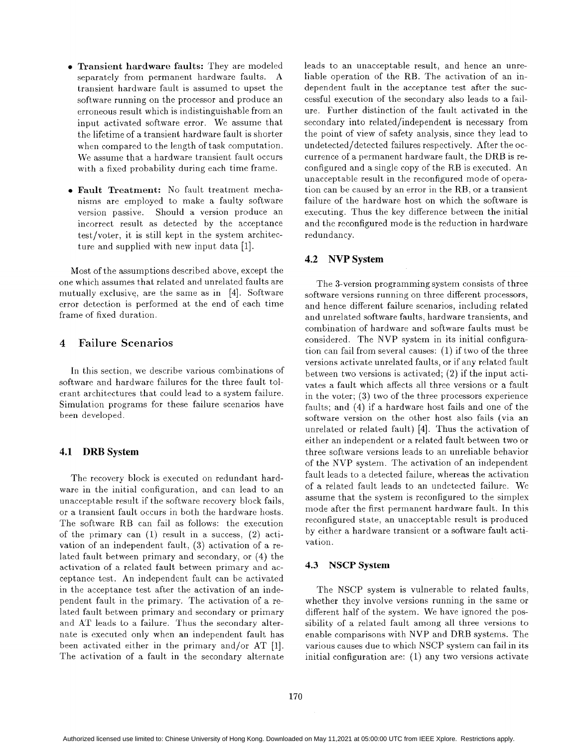- **Transient hardware faults:** They are modeled separately from permanent hardware faults. A transient hardware fault is assumed to upset the software running on the processor and produce an erroneous result which is indistinguishable from an input activated software error. We assume that the lifetime of a transient hardware fault is shorter when compared to the length of task computation. We assume that a hardware transient fault occurs with a fixed probability during each time frame.

- **Fault Treatment:** No fault treatment mechanisms are employed to make a faulty software version passive. Should a version produce an incorrect result as detected by the acceptance test/voter, it is still kept in the system architecture and supplied with new input data [1].

Most of the assumptions described above, except the one which assumes that related and unrelated faults are mutually exclusive, are the same as in [4]. Software error detection is performed at the end of each time frame of fixed duration.

# 4 Failure Scenarios

In this section, we describe various combinations of software and hardware failures for the three fault tolerant architectures that could lead to a system failure. Simulation programs for these failure scenarios have been developed.

## 4.1 DRB System

The recovery block is executed on redundant hardware in the initial configuration, and can lead to an unacceptable result if the software recovery block fails, or a transient fault occurs in both the hardware hosts. The software RB can fail as follows: the execution of the primary can (1) result in a success, (2) activation of an independent fault, (3) activation of a related fault between primary and secondary, or (4) the activation of a related fault between primary and acceptance test. An independent fault can be activated in the acceptance test after the activation of an independent fault in the primary. The activation of a related fault between primary and secondary or primary and AT leads to a failure. Thus the secondary alternate is executed only when an independent fault has been activated either in the primary and/or AT [1]. The activation of a fault in the secondary alternate leads to an unacceptable result, and hence an unreliable operation of the RB. The activation of an independent fault in the acceptance test after the successful execution of the secondary also leads to a failure. Further distinction of the fault activated in the secondary into related/independent is necessary from the point of view of safety analysis, since they lead to undetected/detected failures respectively. After the occurrence of a permanent hardware fault, the DRB is reconfigured and a single copy of the RB is executed. An unacceptable result in the reconfigured mode of operation can be caused by an error in the RB, or a transient failure of the hardware host on which the software is executing. Thus the key difference between the initial and the reconfigured mode is the reduction in hardware redundancy.

## 4.2 NVP System

The 3-version programming system consists of three software versions running on three different processors, and hence different failure scenarios, including related and unrelated software faults, hardware transients, and combination of hardware and software faults must be considered. The NVP system in its initial configuration can fail from several causes: (1) if two of the three versions activate unrelated faults, or if any related fault between two versions is activated; (2) if the input activates a fault which affects all three versions or a fault in the voter; (3) two of the three processors experience faults; and (4) if a hardware host fails and one of the software version on the other host also fails (via an unrelated or related fault) [4]. Thus the activation of either an independent or a related fault between two or three software versions leads to an unreliable behavior of the NVP system. The activation of an independent fault leads to a detected failure, whereas the activation of a related fault leads to an undetected failure. We assume that the system is reconfigured to the simplex mode after the first permanent hardware fault. In this reconfigured state, an unacceptable result is produced by either a hardware transient or a software fault activation.

## 4.3 NSCP System

The NSCP system is vulnerable to related faults, whether they involve versions running in the same or different half of the system. We have ignored the possibility of a related fault among all three versions to enable comparisons with NVP and DRB systems. The various causes due to which NSCP system can fail in its initial configuration are: (1) any two versions activate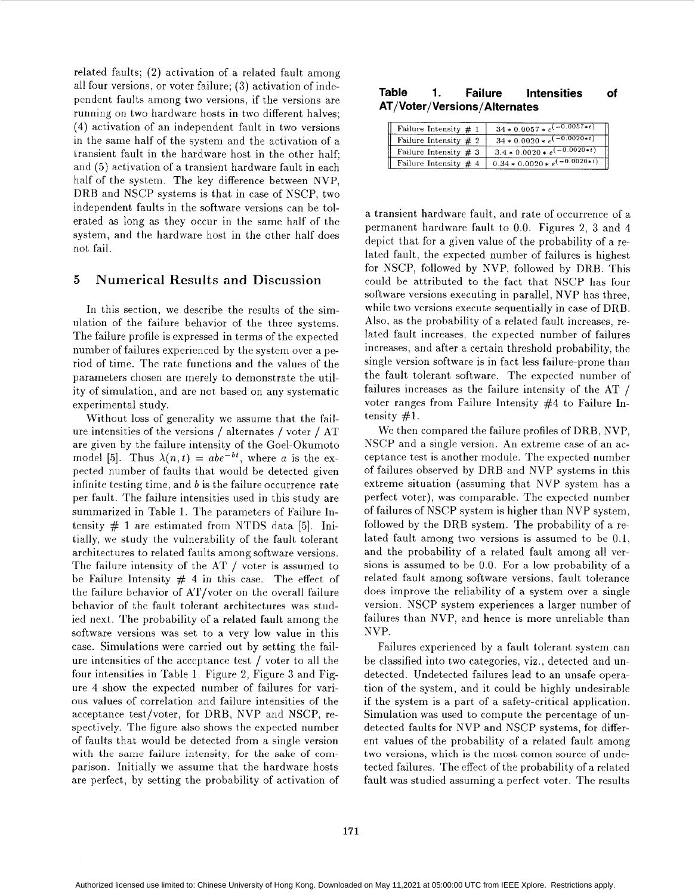related faults; (2) activation of a related fault among all four versions, or voter failure; (3) activation of independent faults among two versions, if the versions are running on two hardware hosts in two different halves; (4) activation of an independent fault in two versions in the same half of the system and the activation of a transient fault in the hardware host in the other half; and (5) activation of a transient hardware fault in each half of the system. The key difference between NVP, DRB and NSCP systems is that in case of NSCP, two independent faults in the software versions can be tolerated as long as they occur in the same half of the system, and the hardware host in the other half does not fail.

## 5 Numerical Results and Discussion

In this section, we describe the results of the simulation of the failure behavior of the three systems. The failure profile is expressed in terms of the expected number of failures experienced by the system over a period of time. The rate functions and the values of the parameters chosen are merely to demonstrate the utility of simulation, and are not based on any systematic experimental study.

Without loss of generality we assume that the failure intensities of the versions / alternates / voter / AT are given by the failure intensity of the Goel-Okumoto model [5]. Thus $\lambda(n,t) = abe^{-bt}$, where $a$ is the expected number of faults that would be detected given infinite testing time, and $b$ is the failure occurrence rate per fault. The failure intensities used in this study are summarized in Table 1. The parameters of Failure Intensity # 1 are estimated from NTDS data [5]. Initially, we study the vulnerability of the fault tolerant architectures to related faults among software versions. The failure intensity of the AT / voter is assumed to be Failure Intensity # 4 in this case. The effect of the failure behavior of AT/voter on the overall failure behavior of the fault tolerant architectures was studied next. The probability of a related fault among the software versions was set to a very low value in this case. Simulations were carried out by setting the failure intensities of the acceptance test / voter to all the four intensities in Table 1. Figure 2, Figure 3 and Figure 4 show the expected number of failures for various values of correlation and failure intensities of the acceptance test/voter, for DRB, NVP and NSCP, respectively. The figure also shows the expected number of faults that would be detected from a single version with the same failure intensity, for the sake of comparison. Initially we assume that the hardware hosts are perfect, by setting the probability of activation of

**Table 1. Failure Intensities of AT/Voter/Versions/Alternates**

| | |
|---|---|
| Failure Intensity # 1 | $34 * 0.0057 * e^{(-0.0057*t)}$ |
| Failure Intensity # 2 | $34 * 0.0020 * e^{(-0.0020*t)}$ |
| Failure Intensity # 3 | $3.4 * 0.0020 * e^{(-0.0020*t)}$ |
| Failure Intensity # 4 | $0.34 * 0.0020 * e^{(-0.0020*t)}$ |

a transient hardware fault, and rate of occurrence of a permanent hardware fault to 0.0. Figures 2, 3 and 4 depict that for a given value of the probability of a related fault, the expected number of failures is highest for NSCP, followed by NVP, followed by DRB. This could be attributed to the fact that NSCP has four software versions executing in parallel, NVP has three, while two versions execute sequentially in case of DRB. Also, as the probability of a related fault increases, related fault increases, the expected number of failures increases, and after a certain threshold probability, the single version software is in fact less failure-prone than the fault tolerant software. The expected number of failures increases as the failure intensity of the AT / voter ranges from Failure Intensity #4 to Failure Intensity #1.

We then compared the failure profiles of DRB, NVP, NSCP and a single version. An extreme case of an acceptance test is another module. The expected number of failures observed by DRB and NVP systems in this extreme situation (assuming that NVP system has a perfect voter), was comparable. The expected number of failures of NSCP system is higher than NVP system, followed by the DRB system. The probability of a related fault among two versions is assumed to be 0.1, and the probability of a related fault among all versions is assumed to be 0.0. For a low probability of a related fault among software versions, fault tolerance does improve the reliability of a system over a single version. NSCP system experiences a larger number of failures than NVP, and hence is more unreliable than NVP.

Failures experienced by a fault tolerant system can be classified into two categories, viz., detected and undetected. Undetected failures lead to an unsafe operation of the system, and it could be highly undesirable if the system is a part of a safety-critical application. Simulation was used to compute the percentage of undetected faults for NVP and NSCP systems, for different values of the probability of a related fault among two versions, which is the most comon source of undetected failures. The effect of the probability of a related fault was studied assuming a perfect voter. The results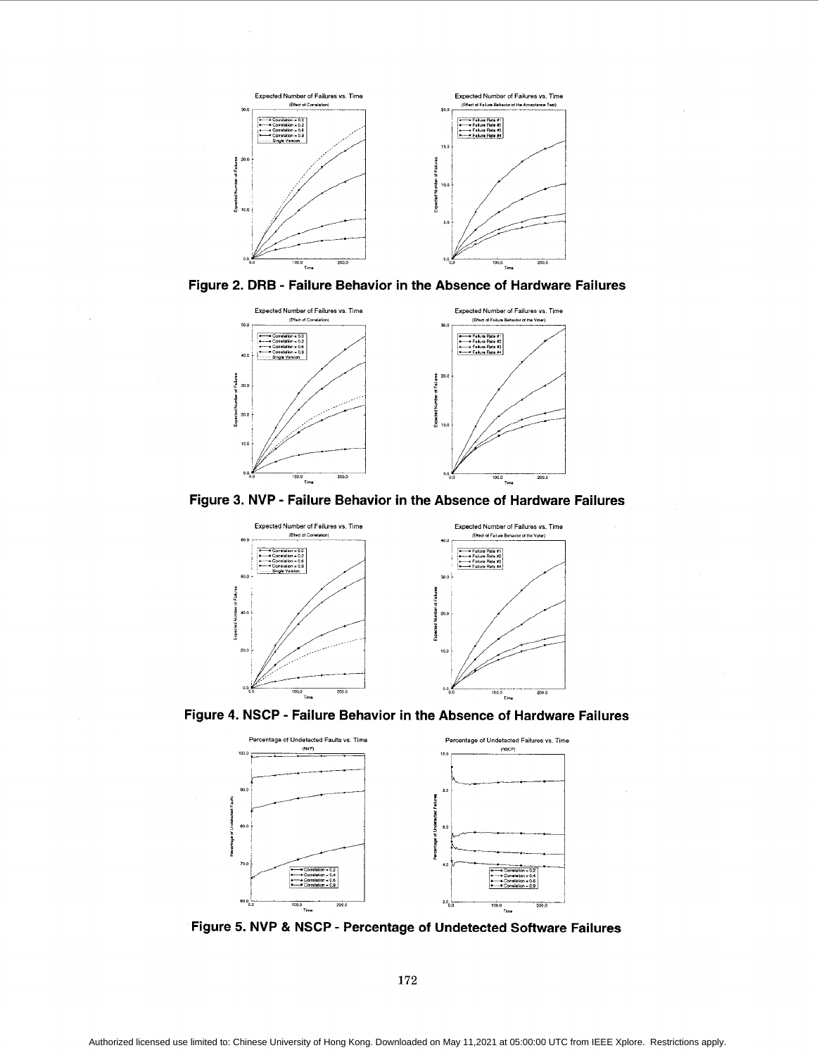Figure 2. DRB - Failure Behavior in the Absence of Hardware Failures

Figure 3. NVP - Failure Behavior in the Absence of Hardware Failures

Figure 4. NSCP - Failure Behavior in the Absence of Hardware Failures

Figure 5. NVP & NSCP - Percentage of Undetected Software Failures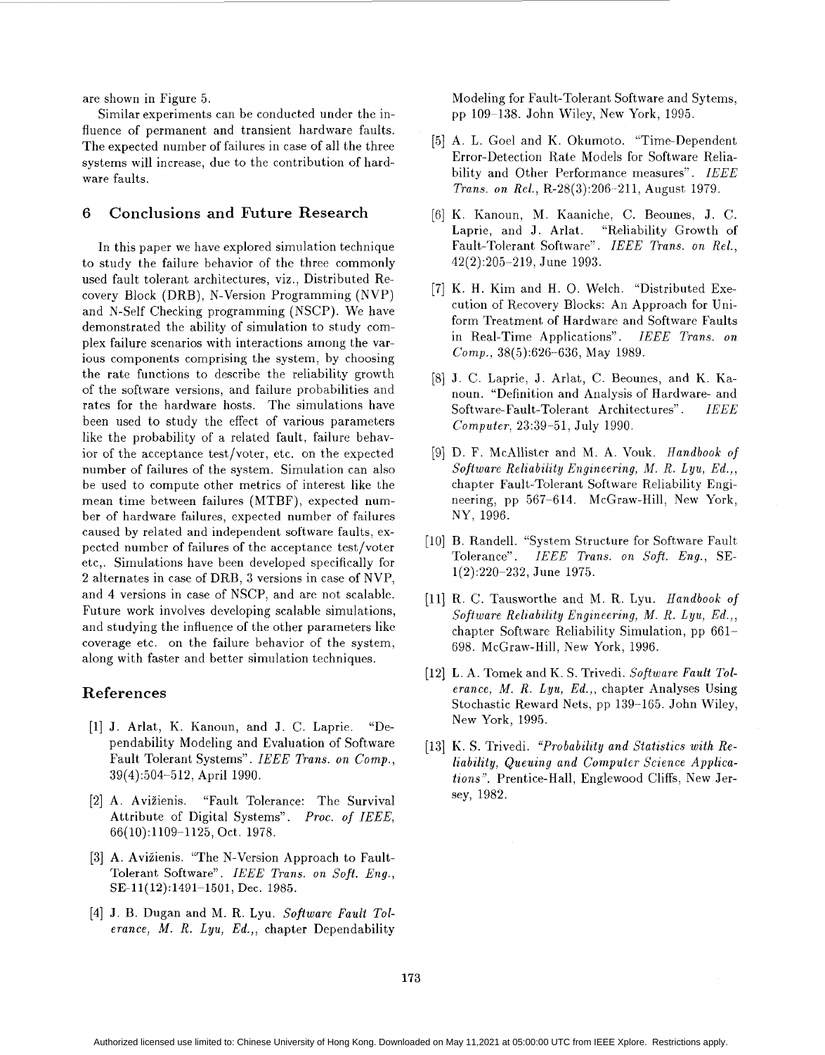are shown in Figure 5.

Similar experiments can be conducted under the influence of permanent and transient hardware faults. The expected number of failures in case of all the three systems will increase, due to the contribution of hardware faults.

## 6 Conclusions and Future Research

In this paper we have explored simulation technique to study the failure behavior of the three commonly used fault tolerant architectures, viz., Distributed Recovery Block (DRB), N-Version Programming (NVP) and N-Self Checking programming (NSCP). We have demonstrated the ability of simulation to study complex failure scenarios with interactions among the various components comprising the system, by choosing the rate functions to describe the reliability growth of the software versions, and failure probabilities and rates for the hardware hosts. The simulations have been used to study the effect of various parameters like the probability of a related fault, failure behavior of the acceptance test/voter, etc. on the expected number of failures of the system. Simulation can also be used to compute other metrics of interest like the mean time between failures (MTBF), expected number of hardware failures, expected number of failures caused by related and independent software faults, expected number of failures of the acceptance test/voter etc,. Simulations have been developed specifically for 2 alternates in case of DRB, 3 versions in case of NVP, and 4 versions in case of NSCP, and are not scalable. Future work involves developing scalable simulations, and studying the influence of the other parameters like coverage etc. on the failure behavior of the system, along with faster and better simulation techniques.

## References

[1] J. Arlat, K. Kanoun, and J. C. Laprie. "Dependability Modeling and Evaluation of Software Fault Tolerant Systems". *IEEE Trans. on Comp.*, 39(4):504–512, April 1990.

[2] A. Avižienis. "Fault Tolerance: The Survival Attribute of Digital Systems". *Proc. of IEEE*, 66(10):1109–1125, Oct. 1978.

[3] A. Avižienis. "The N-Version Approach to Fault-Tolerant Software". *IEEE Trans. on Soft. Eng.*, SE-11(12):1491–1501, Dec. 1985.

[4] J. B. Dugan and M. R. Lyu. *Software Fault Tolerance, M. R. Lyu, Ed.,*, chapter Dependability Modeling for Fault-Tolerant Software and Sytems, pp 109–138. John Wiley, New York, 1995.

[5] A. L. Goel and K. Okumoto. "Time-Dependent Error-Detection Rate Models for Software Reliability and Other Performance measures". *IEEE Trans. on Rel.*, R-28(3):206–211, August 1979.

[6] K. Kanoun, M. Kaaniche, C. Beounes, J. C. Laprie, and J. Arlat. "Reliability Growth of Fault-Tolerant Software". *IEEE Trans. on Rel.*, 42(2):205–219, June 1993.

[7] K. H. Kim and H. O. Welch. "Distributed Execution of Recovery Blocks: An Approach for Uniform Treatment of Hardware and Software Faults in Real-Time Applications". *IEEE Trans. on Comp.*, 38(5):626–636, May 1989.

[8] J. C. Laprie, J. Arlat, C. Beounes, and K. Kanoun. "Definition and Analysis of Hardware- and Software-Fault-Tolerant Architectures". *IEEE Computer*, 23:39–51, July 1990.

[9] D. F. McAllister and M. A. Vouk. *Handbook of Software Reliability Engineering, M. R. Lyu, Ed.,*, chapter Fault-Tolerant Software Reliability Engineering, pp 567–614. McGraw-Hill, New York, NY, 1996.

[10] B. Randell. "System Structure for Software Fault Tolerance". *IEEE Trans. on Soft. Eng.*, SE-1(2):220–232, June 1975.

[11] R. C. Tausworthe and M. R. Lyu. *Handbook of Software Reliability Engineering, M. R. Lyu, Ed.,*, chapter Software Reliability Simulation, pp 661–698. McGraw-Hill, New York, 1996.

[12] L. A. Tomek and K. S. Trivedi. *Software Fault Tolerance, M. R. Lyu, Ed.,*, chapter Analyses Using Stochastic Reward Nets, pp 139–165. John Wiley, New York, 1995.

[13] K. S. Trivedi. *"Probability and Statistics with Reliability, Queuing and Computer Science Applications"*. Prentice-Hall, Englewood Cliffs, New Jersey, 1982.